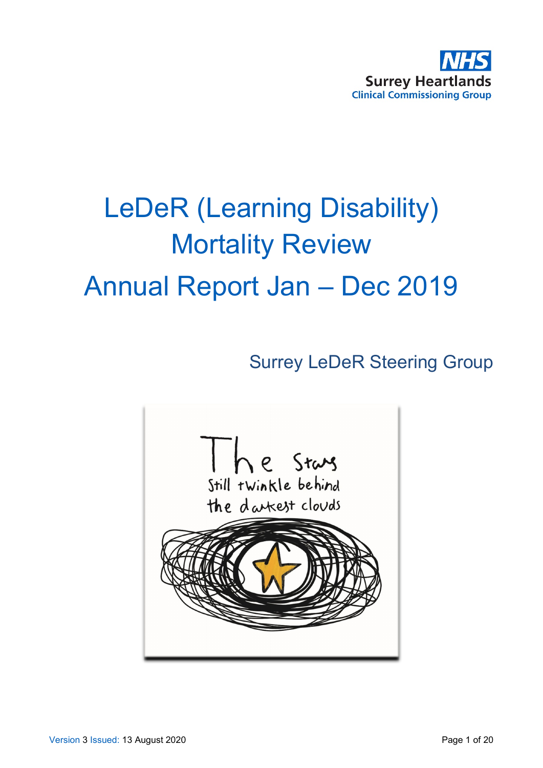NHS
Surrey Heartlands
Clinical Commissioning Group

# LeDeR (Learning Disability) Mortality Review Annual Report Jan – Dec 2019

## Surrey LeDeR Steering Group

The Stars still twinkle behind the darkest clouds

Version 3 Issued: 13 August 2020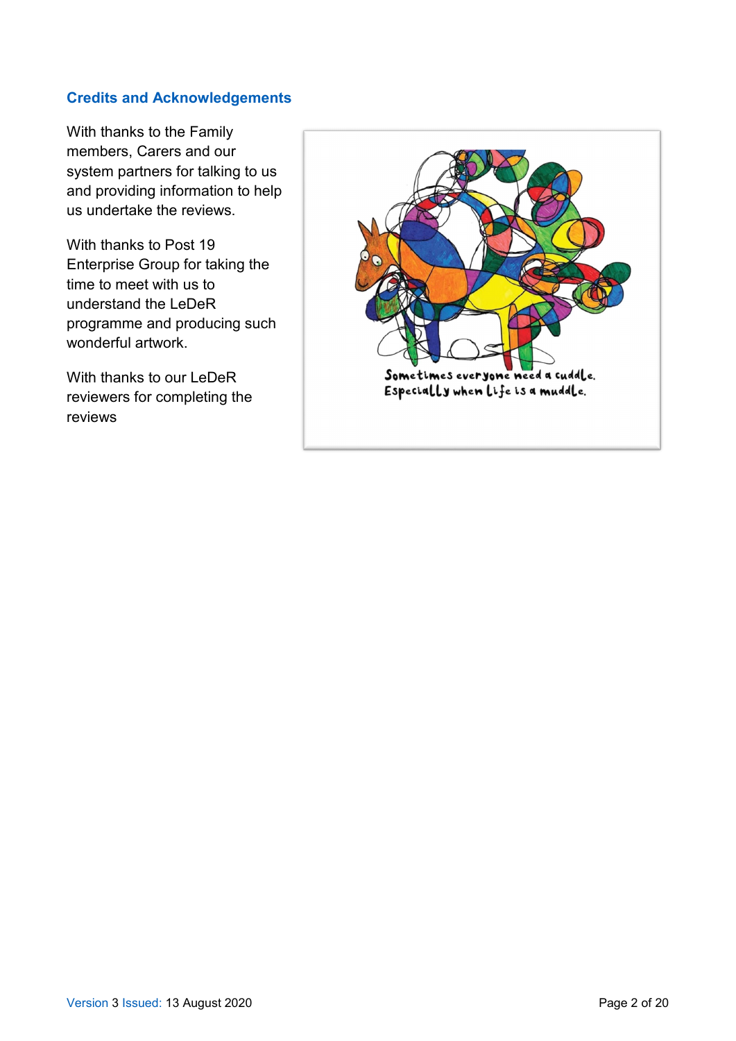## Credits and Acknowledgements

With thanks to the Family members, Carers and our system partners for talking to us and providing information to help us undertake the reviews.

With thanks to Post 19 Enterprise Group for taking the time to meet with us to understand the LeDeR programme and producing such wonderful artwork.

With thanks to our LeDeR reviewers for completing the reviews

Sometimes everyone need a cuddle. Especially when life is a muddle.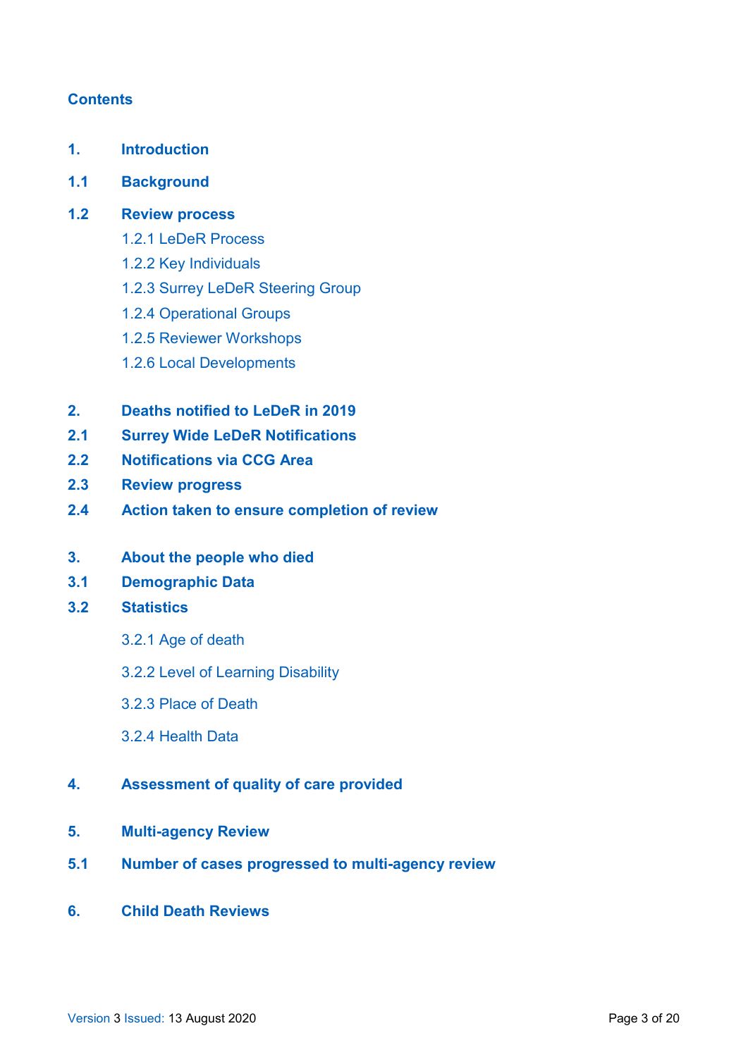## Contents

**1. Introduction**

**1.1 Background**

**1.2 Review process**

- 1.2.1 LeDeR Process
- 1.2.2 Key Individuals
- 1.2.3 Surrey LeDeR Steering Group
- 1.2.4 Operational Groups
- 1.2.5 Reviewer Workshops
- 1.2.6 Local Developments

**2. Deaths notified to LeDeR in 2019**

**2.1 Surrey Wide LeDeR Notifications**

**2.2 Notifications via CCG Area**

**2.3 Review progress**

**2.4 Action taken to ensure completion of review**

**3. About the people who died**

**3.1 Demographic Data**

**3.2 Statistics**

- 3.2.1 Age of death
- 3.2.2 Level of Learning Disability
- 3.2.3 Place of Death
- 3.2.4 Health Data

**4. Assessment of quality of care provided**

**5. Multi-agency Review**

**5.1 Number of cases progressed to multi-agency review**

**6. Child Death Reviews**

Version 3 Issued: 13 August 2020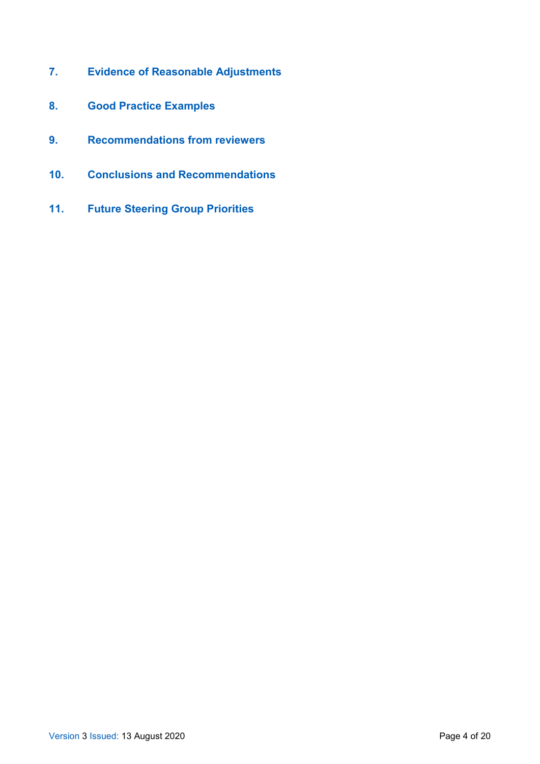**7. Evidence of Reasonable Adjustments**

**8. Good Practice Examples**

**9. Recommendations from reviewers**

**10. Conclusions and Recommendations**

**11. Future Steering Group Priorities**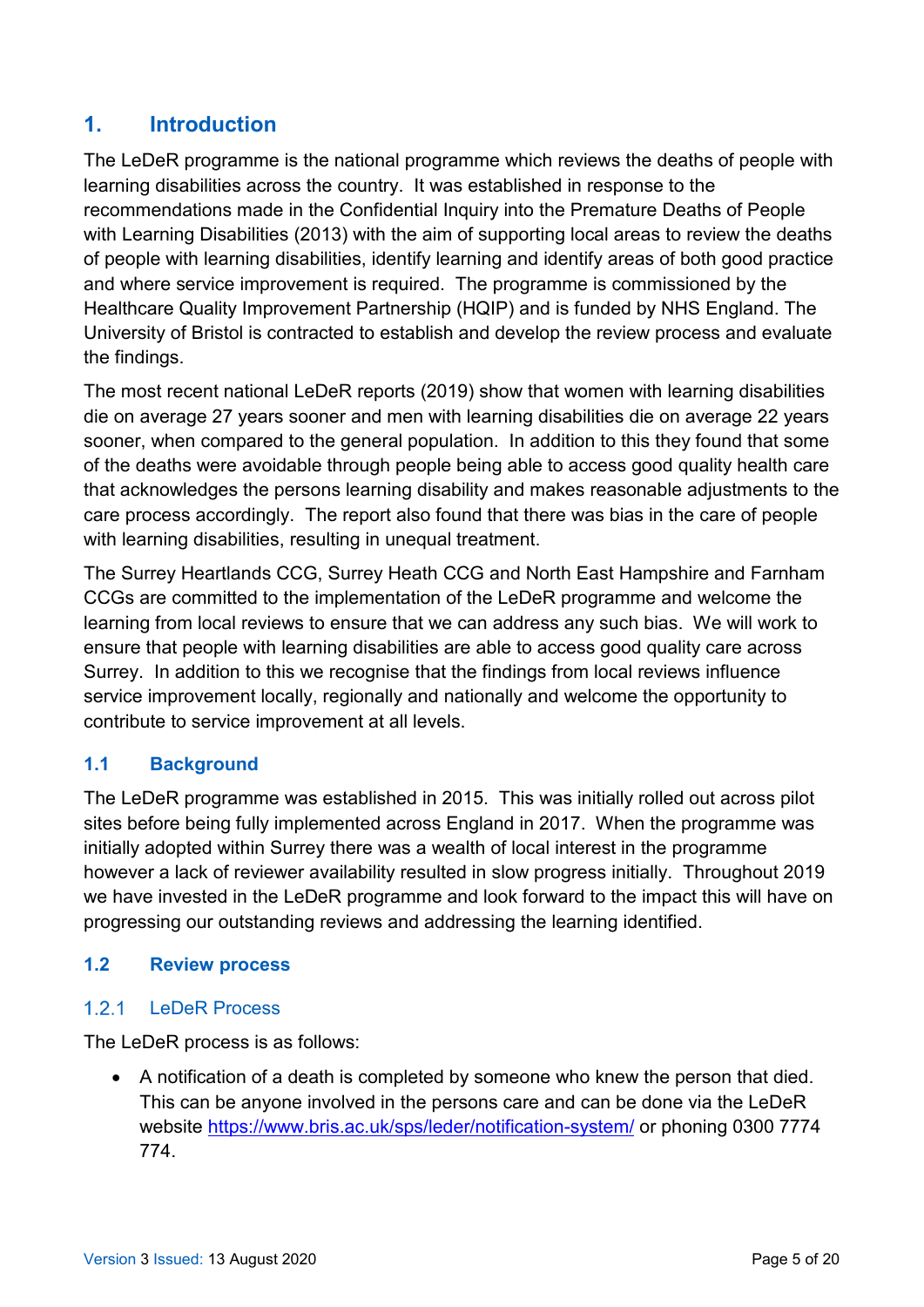# 1. Introduction

The LeDeR programme is the national programme which reviews the deaths of people with learning disabilities across the country. It was established in response to the recommendations made in the Confidential Inquiry into the Premature Deaths of People with Learning Disabilities (2013) with the aim of supporting local areas to review the deaths of people with learning disabilities, identify learning and identify areas of both good practice and where service improvement is required. The programme is commissioned by the Healthcare Quality Improvement Partnership (HQIP) and is funded by NHS England. The University of Bristol is contracted to establish and develop the review process and evaluate the findings.

The most recent national LeDeR reports (2019) show that women with learning disabilities die on average 27 years sooner and men with learning disabilities die on average 22 years sooner, when compared to the general population. In addition to this they found that some of the deaths were avoidable through people being able to access good quality health care that acknowledges the persons learning disability and makes reasonable adjustments to the care process accordingly. The report also found that there was bias in the care of people with learning disabilities, resulting in unequal treatment.

The Surrey Heartlands CCG, Surrey Heath CCG and North East Hampshire and Farnham CCGs are committed to the implementation of the LeDeR programme and welcome the learning from local reviews to ensure that we can address any such bias. We will work to ensure that people with learning disabilities are able to access good quality care across Surrey. In addition to this we recognise that the findings from local reviews influence service improvement locally, regionally and nationally and welcome the opportunity to contribute to service improvement at all levels.

## 1.1 Background

The LeDeR programme was established in 2015. This was initially rolled out across pilot sites before being fully implemented across England in 2017. When the programme was initially adopted within Surrey there was a wealth of local interest in the programme however a lack of reviewer availability resulted in slow progress initially. Throughout 2019 we have invested in the LeDeR programme and look forward to the impact this will have on progressing our outstanding reviews and addressing the learning identified.

## 1.2 Review process

### 1.2.1 LeDeR Process

The LeDeR process is as follows:

- A notification of a death is completed by someone who knew the person that died. This can be anyone involved in the persons care and can be done via the LeDeR website https://www.bris.ac.uk/sps/leder/notification-system/ or phoning 0300 7774 774.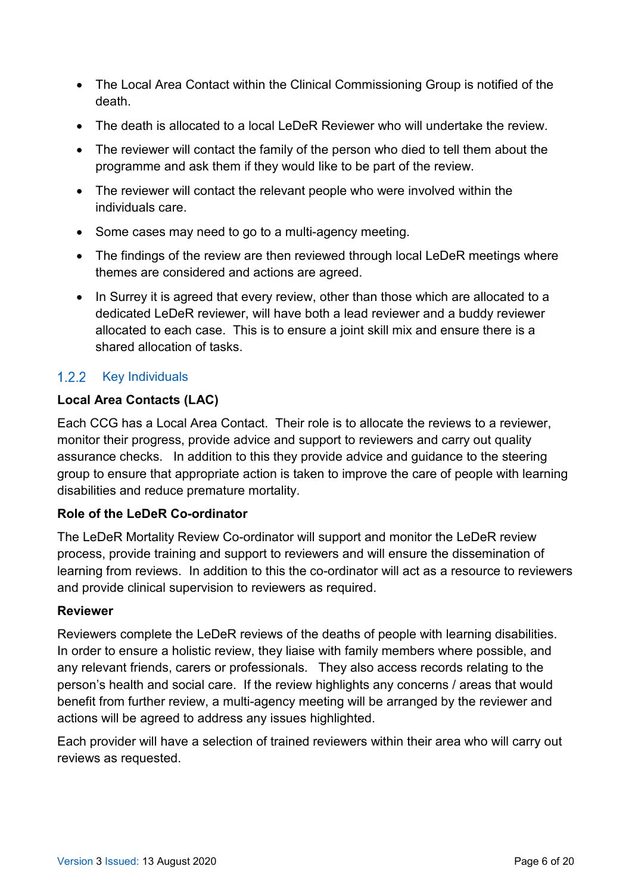- The Local Area Contact within the Clinical Commissioning Group is notified of the death.
- The death is allocated to a local LeDeR Reviewer who will undertake the review.
- The reviewer will contact the family of the person who died to tell them about the programme and ask them if they would like to be part of the review.
- The reviewer will contact the relevant people who were involved within the individuals care.
- Some cases may need to go to a multi-agency meeting.
- The findings of the review are then reviewed through local LeDeR meetings where themes are considered and actions are agreed.
- In Surrey it is agreed that every review, other than those which are allocated to a dedicated LeDeR reviewer, will have both a lead reviewer and a buddy reviewer allocated to each case. This is to ensure a joint skill mix and ensure there is a shared allocation of tasks.

### 1.2.2 Key Individuals

**Local Area Contacts (LAC)**

Each CCG has a Local Area Contact. Their role is to allocate the reviews to a reviewer, monitor their progress, provide advice and support to reviewers and carry out quality assurance checks. In addition to this they provide advice and guidance to the steering group to ensure that appropriate action is taken to improve the care of people with learning disabilities and reduce premature mortality.

**Role of the LeDeR Co-ordinator**

The LeDeR Mortality Review Co-ordinator will support and monitor the LeDeR review process, provide training and support to reviewers and will ensure the dissemination of learning from reviews. In addition to this the co-ordinator will act as a resource to reviewers and provide clinical supervision to reviewers as required.

**Reviewer**

Reviewers complete the LeDeR reviews of the deaths of people with learning disabilities. In order to ensure a holistic review, they liaise with family members where possible, and any relevant friends, carers or professionals. They also access records relating to the person's health and social care. If the review highlights any concerns / areas that would benefit from further review, a multi-agency meeting will be arranged by the reviewer and actions will be agreed to address any issues highlighted.

Each provider will have a selection of trained reviewers within their area who will carry out reviews as requested.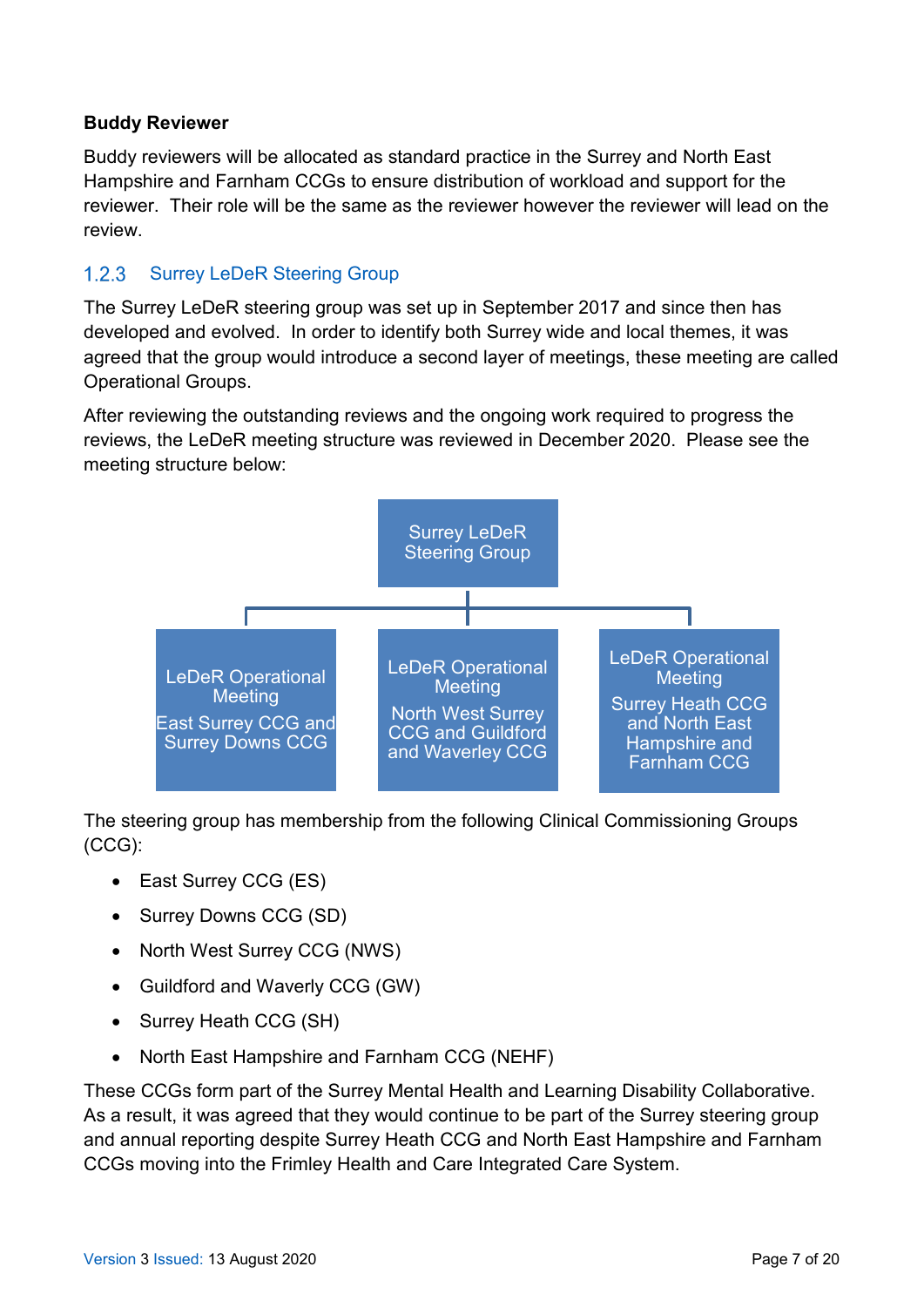**Buddy Reviewer**

Buddy reviewers will be allocated as standard practice in the Surrey and North East Hampshire and Farnham CCGs to ensure distribution of workload and support for the reviewer. Their role will be the same as the reviewer however the reviewer will lead on the review.

### 1.2.3 Surrey LeDeR Steering Group

The Surrey LeDeR steering group was set up in September 2017 and since then has developed and evolved. In order to identify both Surrey wide and local themes, it was agreed that the group would introduce a second layer of meetings, these meeting are called Operational Groups.

After reviewing the outstanding reviews and the ongoing work required to progress the reviews, the LeDeR meeting structure was reviewed in December 2020. Please see the meeting structure below:

- Surrey LeDeR Steering Group
  - LeDeR Operational Meeting – East Surrey CCG and Surrey Downs CCG
  - LeDeR Operational Meeting – North West Surrey CCG and Guildford and Waverley CCG
  - LeDeR Operational Meeting – Surrey Heath CCG and North East Hampshire and Farnham CCG

The steering group has membership from the following Clinical Commissioning Groups (CCG):

- East Surrey CCG (ES)
- Surrey Downs CCG (SD)
- North West Surrey CCG (NWS)
- Guildford and Waverly CCG (GW)
- Surrey Heath CCG (SH)
- North East Hampshire and Farnham CCG (NEHF)

These CCGs form part of the Surrey Mental Health and Learning Disability Collaborative. As a result, it was agreed that they would continue to be part of the Surrey steering group and annual reporting despite Surrey Heath CCG and North East Hampshire and Farnham CCGs moving into the Frimley Health and Care Integrated Care System.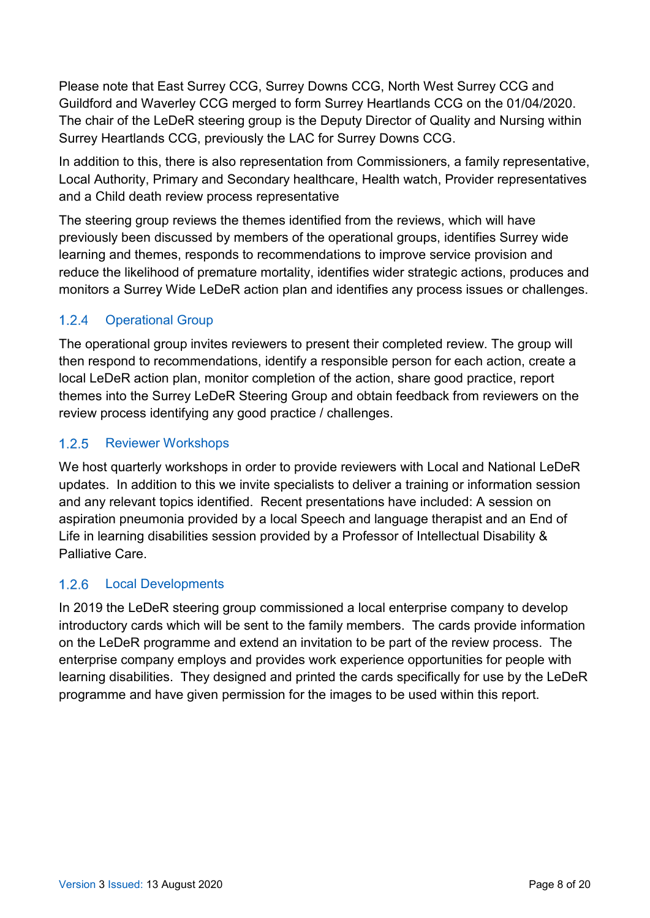Please note that East Surrey CCG, Surrey Downs CCG, North West Surrey CCG and Guildford and Waverley CCG merged to form Surrey Heartlands CCG on the 01/04/2020. The chair of the LeDeR steering group is the Deputy Director of Quality and Nursing within Surrey Heartlands CCG, previously the LAC for Surrey Downs CCG.

In addition to this, there is also representation from Commissioners, a family representative, Local Authority, Primary and Secondary healthcare, Health watch, Provider representatives and a Child death review process representative

The steering group reviews the themes identified from the reviews, which will have previously been discussed by members of the operational groups, identifies Surrey wide learning and themes, responds to recommendations to improve service provision and reduce the likelihood of premature mortality, identifies wider strategic actions, produces and monitors a Surrey Wide LeDeR action plan and identifies any process issues or challenges.

### 1.2.4 Operational Group

The operational group invites reviewers to present their completed review. The group will then respond to recommendations, identify a responsible person for each action, create a local LeDeR action plan, monitor completion of the action, share good practice, report themes into the Surrey LeDeR Steering Group and obtain feedback from reviewers on the review process identifying any good practice / challenges.

### 1.2.5 Reviewer Workshops

We host quarterly workshops in order to provide reviewers with Local and National LeDeR updates. In addition to this we invite specialists to deliver a training or information session and any relevant topics identified. Recent presentations have included: A session on aspiration pneumonia provided by a local Speech and language therapist and an End of Life in learning disabilities session provided by a Professor of Intellectual Disability & Palliative Care.

### 1.2.6 Local Developments

In 2019 the LeDeR steering group commissioned a local enterprise company to develop introductory cards which will be sent to the family members. The cards provide information on the LeDeR programme and extend an invitation to be part of the review process. The enterprise company employs and provides work experience opportunities for people with learning disabilities. They designed and printed the cards specifically for use by the LeDeR programme and have given permission for the images to be used within this report.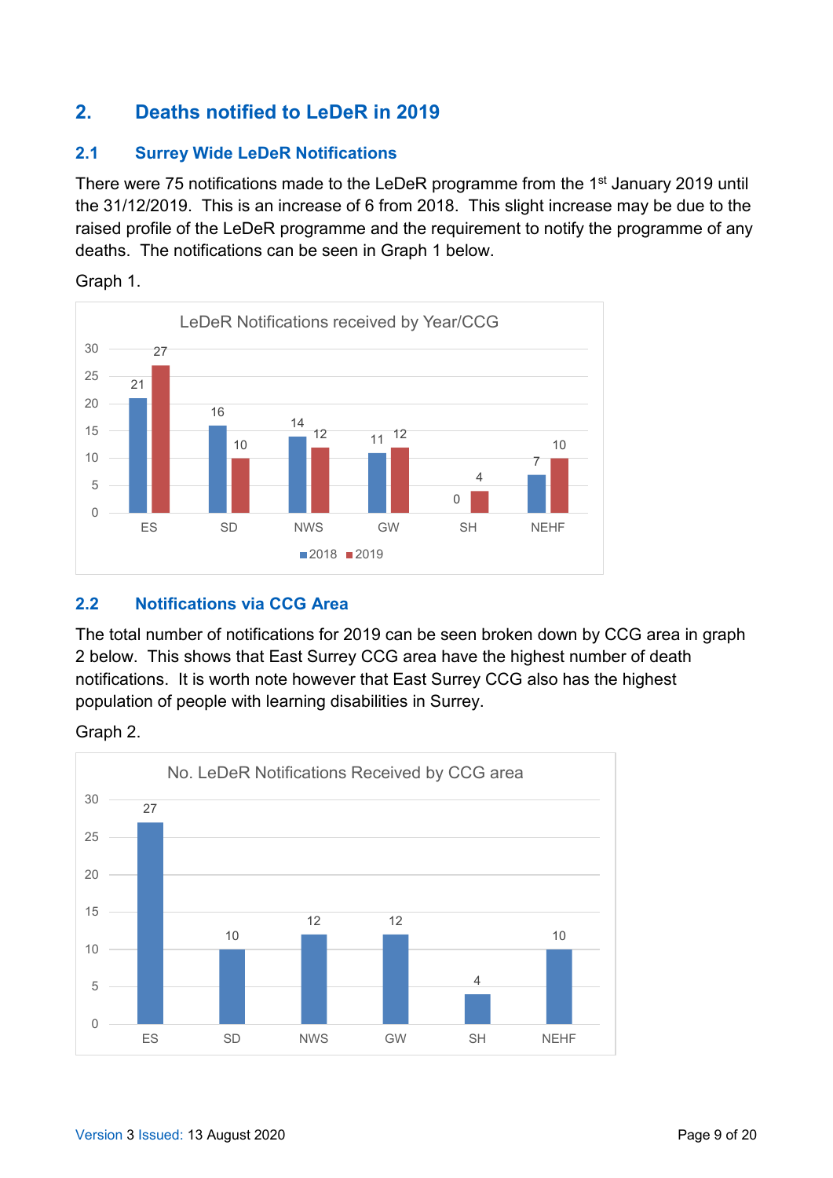## 2. Deaths notified to LeDeR in 2019

### 2.1 Surrey Wide LeDeR Notifications

There were 75 notifications made to the LeDeR programme from the 1st January 2019 until the 31/12/2019. This is an increase of 6 from 2018. This slight increase may be due to the raised profile of the LeDeR programme and the requirement to notify the programme of any deaths. The notifications can be seen in Graph 1 below.

Graph 1.

LeDeR Notifications received by Year/CCG

| CCG | 2018 | 2019 |
|---|---|---|
| ES | 21 | 27 |
| SD | 16 | 10 |
| NWS | 14 | 12 |
| GW | 11 | 12 |
| SH | 0 | 4 |
| NEHF | 7 | 10 |

### 2.2 Notifications via CCG Area

The total number of notifications for 2019 can be seen broken down by CCG area in graph 2 below. This shows that East Surrey CCG area have the highest number of death notifications. It is worth note however that East Surrey CCG also has the highest population of people with learning disabilities in Surrey.

Graph 2.

No. LeDeR Notifications Received by CCG area

| CCG | Notifications |
|---|---|
| ES | 27 |
| SD | 10 |
| NWS | 12 |
| GW | 12 |
| SH | 4 |
| NEHF | 10 |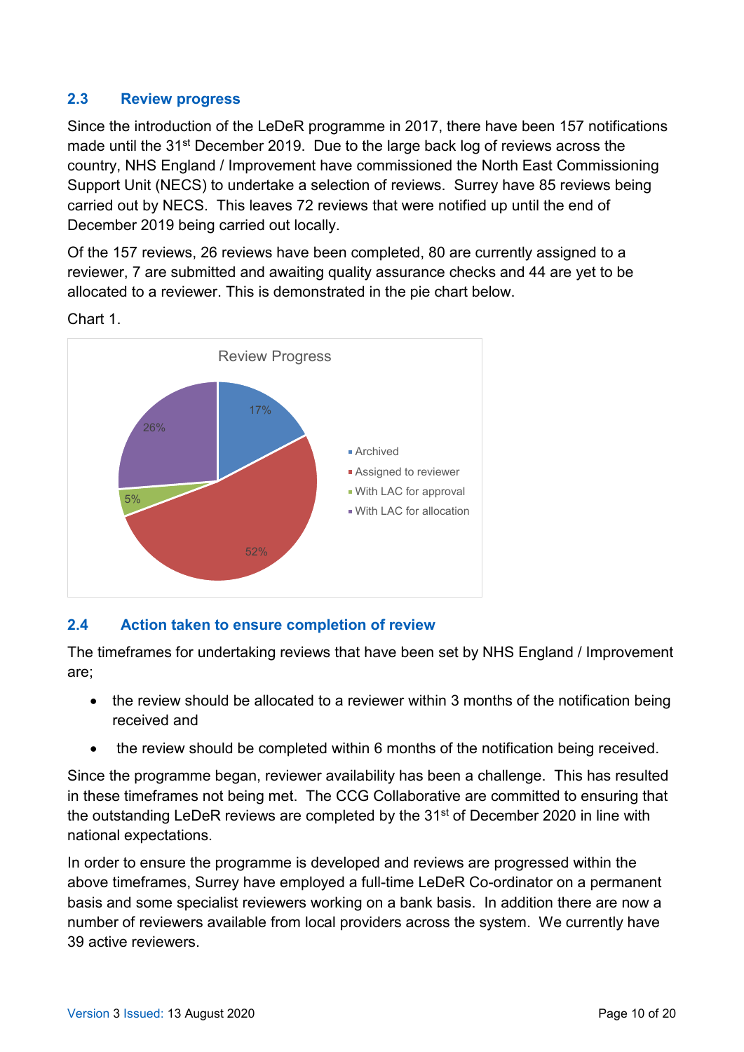## 2.3 Review progress

Since the introduction of the LeDeR programme in 2017, there have been 157 notifications made until the 31st December 2019. Due to the large back log of reviews across the country, NHS England / Improvement have commissioned the North East Commissioning Support Unit (NECS) to undertake a selection of reviews. Surrey have 85 reviews being carried out by NECS. This leaves 72 reviews that were notified up until the end of December 2019 being carried out locally.

Of the 157 reviews, 26 reviews have been completed, 80 are currently assigned to a reviewer, 7 are submitted and awaiting quality assurance checks and 44 are yet to be allocated to a reviewer. This is demonstrated in the pie chart below.

Chart 1.

Review Progress

| Category | Percentage |
|---|---|
| Archived | 17% |
| Assigned to reviewer | 52% |
| With LAC for approval | 5% |
| With LAC for allocation | 26% |

## 2.4 Action taken to ensure completion of review

The timeframes for undertaking reviews that have been set by NHS England / Improvement are;

- the review should be allocated to a reviewer within 3 months of the notification being received and
- the review should be completed within 6 months of the notification being received.

Since the programme began, reviewer availability has been a challenge. This has resulted in these timeframes not being met. The CCG Collaborative are committed to ensuring that the outstanding LeDeR reviews are completed by the 31st of December 2020 in line with national expectations.

In order to ensure the programme is developed and reviews are progressed within the above timeframes, Surrey have employed a full-time LeDeR Co-ordinator on a permanent basis and some specialist reviewers working on a bank basis. In addition there are now a number of reviewers available from local providers across the system. We currently have 39 active reviewers.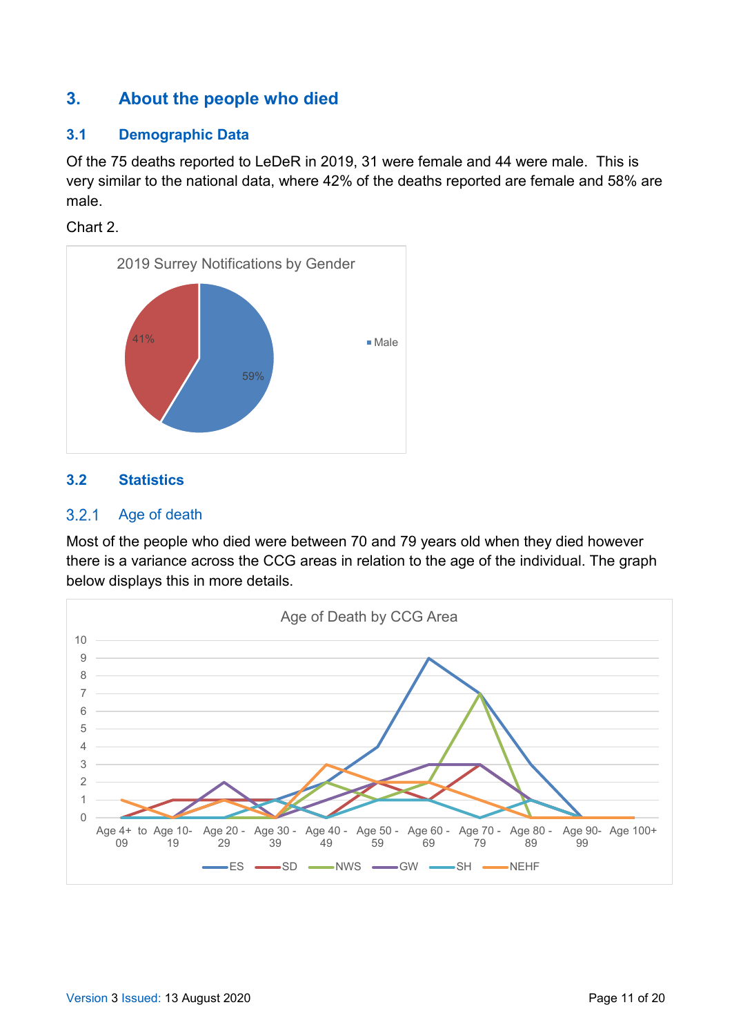## 3. About the people who died

### 3.1 Demographic Data

Of the 75 deaths reported to LeDeR in 2019, 31 were female and 44 were male. This is very similar to the national data, where 42% of the deaths reported are female and 58% are male.

Chart 2.

### 3.2 Statistics

#### 3.2.1 Age of death

Most of the people who died were between 70 and 79 years old when they died however there is a variance across the CCG areas in relation to the age of the individual. The graph below displays this in more details.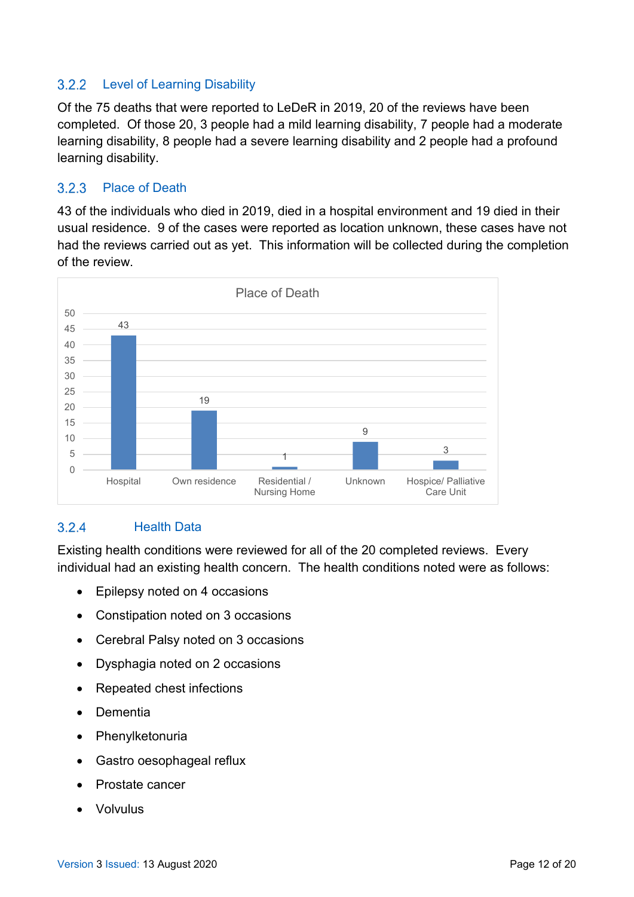### 3.2.2 Level of Learning Disability

Of the 75 deaths that were reported to LeDeR in 2019, 20 of the reviews have been completed. Of those 20, 3 people had a mild learning disability, 7 people had a moderate learning disability, 8 people had a severe learning disability and 2 people had a profound learning disability.

### 3.2.3 Place of Death

43 of the individuals who died in 2019, died in a hospital environment and 19 died in their usual residence. 9 of the cases were reported as location unknown, these cases have not had the reviews carried out as yet. This information will be collected during the completion of the review.

Place of Death

| Place of Death | Number |
|---|---|
| Hospital | 43 |
| Own residence | 19 |
| Residential / Nursing Home | 1 |
| Unknown | 9 |
| Hospice/ Palliative Care Unit | 3 |

### 3.2.4 Health Data

Existing health conditions were reviewed for all of the 20 completed reviews. Every individual had an existing health concern. The health conditions noted were as follows:

- Epilepsy noted on 4 occasions
- Constipation noted on 3 occasions
- Cerebral Palsy noted on 3 occasions
- Dysphagia noted on 2 occasions
- Repeated chest infections
- Dementia
- Phenylketonuria
- Gastro oesophageal reflux
- Prostate cancer
- Volvulus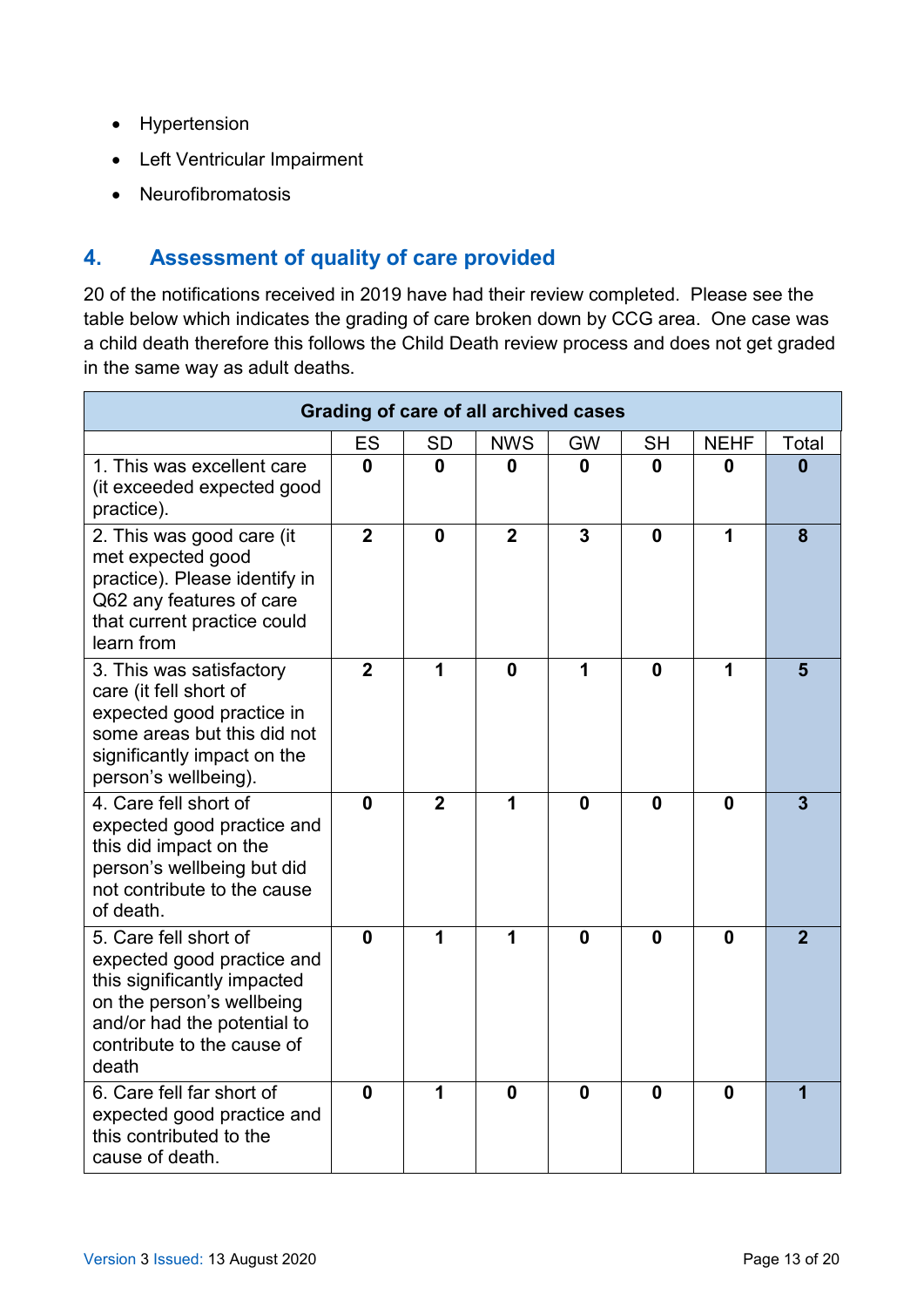- Hypertension
- Left Ventricular Impairment
- Neurofibromatosis

## 4. Assessment of quality of care provided

20 of the notifications received in 2019 have had their review completed. Please see the table below which indicates the grading of care broken down by CCG area. One case was a child death therefore this follows the Child Death review process and does not get graded in the same way as adult deaths.

| Grading of care of all archived cases | | | | | | | |
|---|---|---|---|---|---|---|---|
| | ES | SD | NWS | GW | SH | NEHF | Total |
| 1. This was excellent care (it exceeded expected good practice). | **0** | **0** | **0** | **0** | **0** | **0** | **0** |
| 2. This was good care (it met expected good practice). Please identify in Q62 any features of care that current practice could learn from | **2** | **0** | **2** | **3** | **0** | **1** | **8** |
| 3. This was satisfactory care (it fell short of expected good practice in some areas but this did not significantly impact on the person's wellbeing). | **2** | **1** | **0** | **1** | **0** | **1** | **5** |
| 4. Care fell short of expected good practice and this did impact on the person's wellbeing but did not contribute to the cause of death. | **0** | **2** | **1** | **0** | **0** | **0** | **3** |
| 5. Care fell short of expected good practice and this significantly impacted on the person's wellbeing and/or had the potential to contribute to the cause of death | **0** | **1** | **1** | **0** | **0** | **0** | **2** |
| 6. Care fell far short of expected good practice and this contributed to the cause of death. | **0** | **1** | **0** | **0** | **0** | **0** | **1** |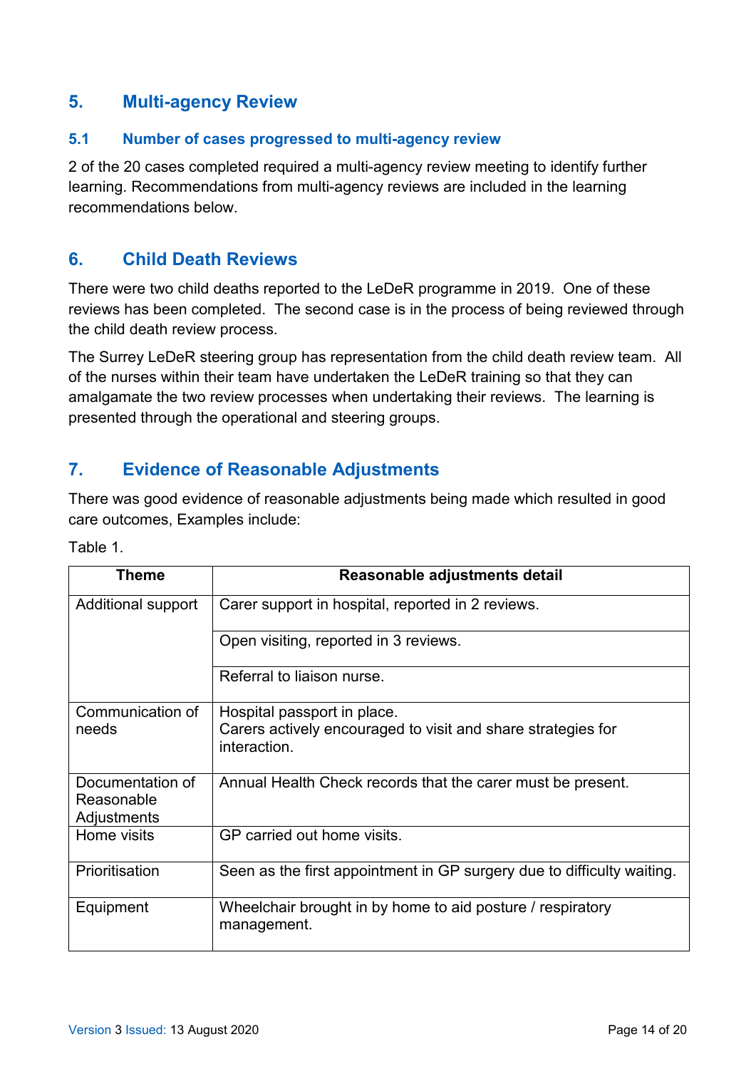## 5. Multi-agency Review

### 5.1 Number of cases progressed to multi-agency review

2 of the 20 cases completed required a multi-agency review meeting to identify further learning. Recommendations from multi-agency reviews are included in the learning recommendations below.

## 6. Child Death Reviews

There were two child deaths reported to the LeDeR programme in 2019. One of these reviews has been completed. The second case is in the process of being reviewed through the child death review process.

The Surrey LeDeR steering group has representation from the child death review team. All of the nurses within their team have undertaken the LeDeR training so that they can amalgamate the two review processes when undertaking their reviews. The learning is presented through the operational and steering groups.

## 7. Evidence of Reasonable Adjustments

There was good evidence of reasonable adjustments being made which resulted in good care outcomes, Examples include:

Table 1.

| Theme | Reasonable adjustments detail |
|---|---|
| Additional support | Carer support in hospital, reported in 2 reviews. |
| | Open visiting, reported in 3 reviews. |
| | Referral to liaison nurse. |
| Communication of needs | Hospital passport in place.<br>Carers actively encouraged to visit and share strategies for interaction. |
| Documentation of Reasonable Adjustments | Annual Health Check records that the carer must be present. |
| Home visits | GP carried out home visits. |
| Prioritisation | Seen as the first appointment in GP surgery due to difficulty waiting. |
| Equipment | Wheelchair brought in by home to aid posture / respiratory management. |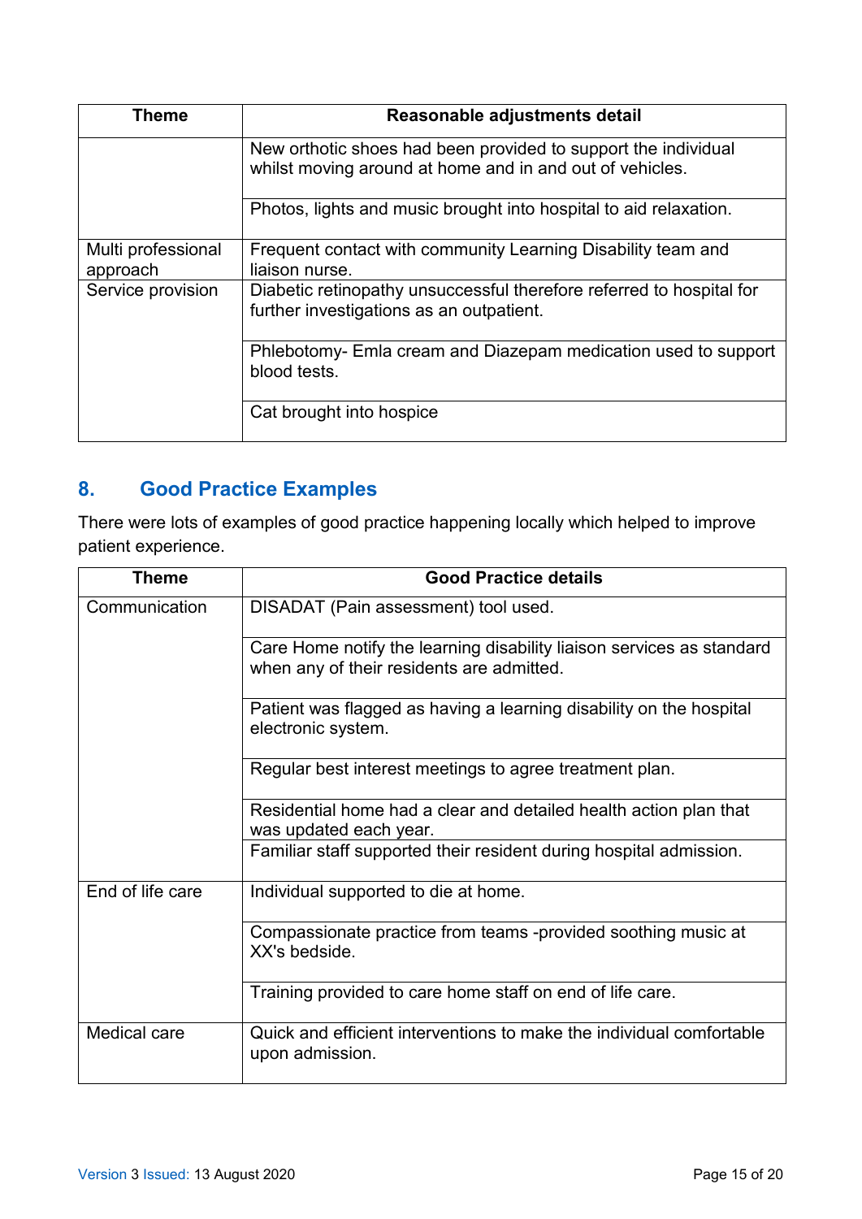| Theme | Reasonable adjustments detail |
| --- | --- |
| | New orthotic shoes had been provided to support the individual whilst moving around at home and in and out of vehicles. |
| | Photos, lights and music brought into hospital to aid relaxation. |
| Multi professional approach | Frequent contact with community Learning Disability team and liaison nurse. |
| Service provision | Diabetic retinopathy unsuccessful therefore referred to hospital for further investigations as an outpatient. |
| | Phlebotomy- Emla cream and Diazepam medication used to support blood tests. |
| | Cat brought into hospice |

## 8. Good Practice Examples

There were lots of examples of good practice happening locally which helped to improve patient experience.

| Theme | Good Practice details |
| --- | --- |
| Communication | DISADAT (Pain assessment) tool used. |
| | Care Home notify the learning disability liaison services as standard when any of their residents are admitted. |
| | Patient was flagged as having a learning disability on the hospital electronic system. |
| | Regular best interest meetings to agree treatment plan. |
| | Residential home had a clear and detailed health action plan that was updated each year. |
| | Familiar staff supported their resident during hospital admission. |
| End of life care | Individual supported to die at home. |
| | Compassionate practice from teams -provided soothing music at XX's bedside. |
| | Training provided to care home staff on end of life care. |
| Medical care | Quick and efficient interventions to make the individual comfortable upon admission. |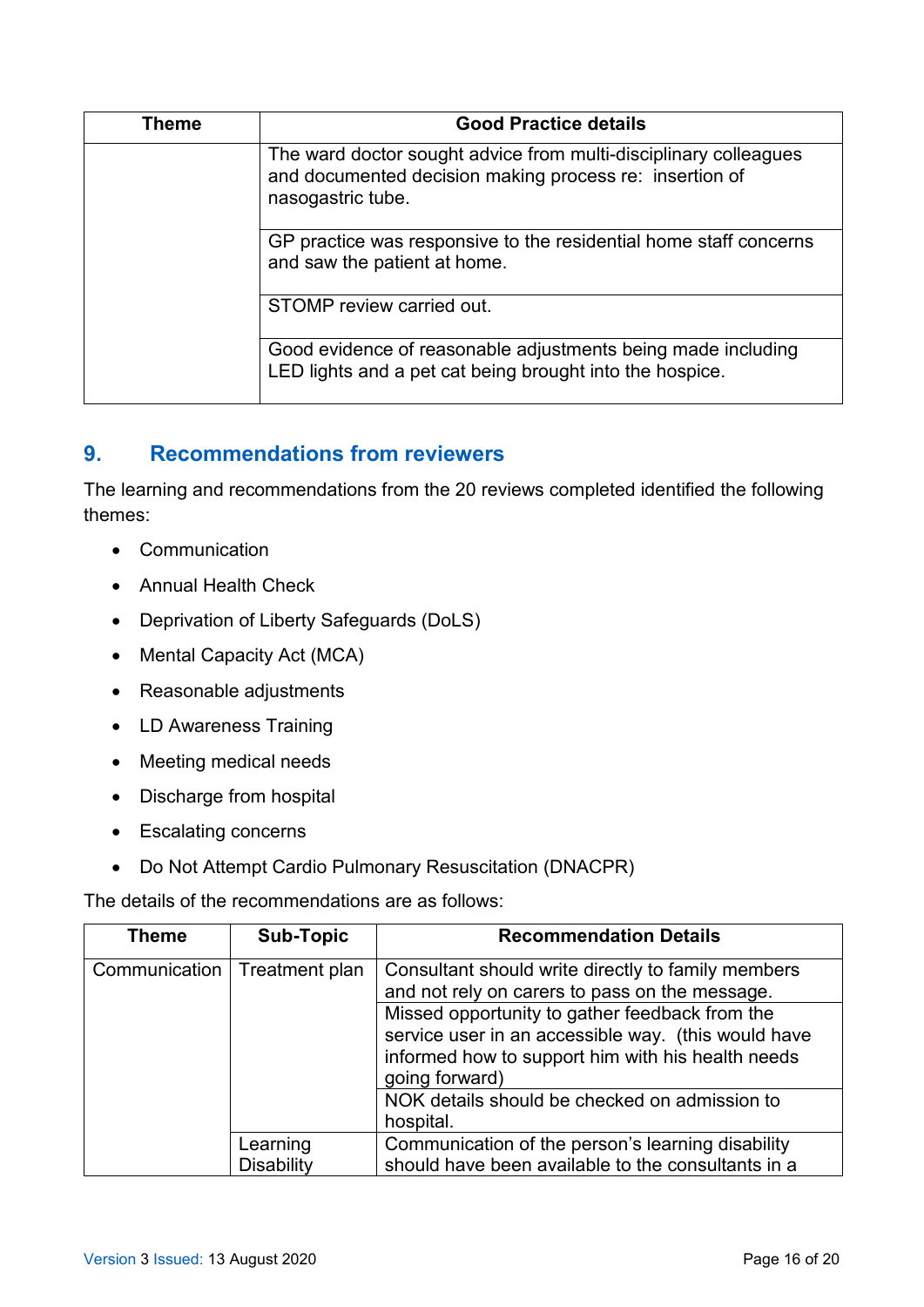| Theme | Good Practice details |
|---|---|
| | The ward doctor sought advice from multi-disciplinary colleagues and documented decision making process re: insertion of nasogastric tube. |
| | GP practice was responsive to the residential home staff concerns and saw the patient at home. |
| | STOMP review carried out. |
| | Good evidence of reasonable adjustments being made including LED lights and a pet cat being brought into the hospice. |

## 9. Recommendations from reviewers

The learning and recommendations from the 20 reviews completed identified the following themes:

- Communication
- Annual Health Check
- Deprivation of Liberty Safeguards (DoLS)
- Mental Capacity Act (MCA)
- Reasonable adjustments
- LD Awareness Training
- Meeting medical needs
- Discharge from hospital
- Escalating concerns
- Do Not Attempt Cardio Pulmonary Resuscitation (DNACPR)

The details of the recommendations are as follows:

| Theme | Sub-Topic | Recommendation Details |
|---|---|---|
| Communication | Treatment plan | Consultant should write directly to family members and not rely on carers to pass on the message. |
| | | Missed opportunity to gather feedback from the service user in an accessible way. (this would have informed how to support him with his health needs going forward) |
| | | NOK details should be checked on admission to hospital. |
| | Learning Disability | Communication of the person's learning disability should have been available to the consultants in a |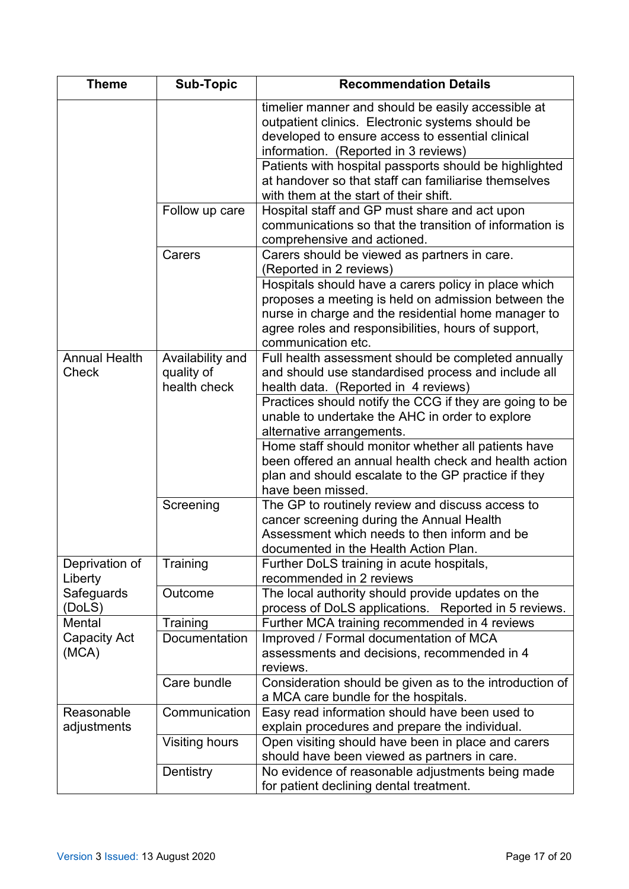| Theme | Sub-Topic | Recommendation Details |
|---|---|---|
| | | timelier manner and should be easily accessible at outpatient clinics. Electronic systems should be developed to ensure access to essential clinical information. (Reported in 3 reviews) |
| | | Patients with hospital passports should be highlighted at handover so that staff can familiarise themselves with them at the start of their shift. |
| | Follow up care | Hospital staff and GP must share and act upon communications so that the transition of information is comprehensive and actioned. |
| | Carers | Carers should be viewed as partners in care. (Reported in 2 reviews) |
| | | Hospitals should have a carers policy in place which proposes a meeting is held on admission between the nurse in charge and the residential home manager to agree roles and responsibilities, hours of support, communication etc. |
| Annual Health Check | Availability and quality of health check | Full health assessment should be completed annually and should use standardised process and include all health data. (Reported in 4 reviews) |
| | | Practices should notify the CCG if they are going to be unable to undertake the AHC in order to explore alternative arrangements. |
| | | Home staff should monitor whether all patients have been offered an annual health check and health action plan and should escalate to the GP practice if they have been missed. |
| | Screening | The GP to routinely review and discuss access to cancer screening during the Annual Health Assessment which needs to then inform and be documented in the Health Action Plan. |
| Deprivation of Liberty Safeguards (DoLS) | Training | Further DoLS training in acute hospitals, recommended in 2 reviews |
| | Outcome | The local authority should provide updates on the process of DoLS applications. Reported in 5 reviews. |
| Mental Capacity Act (MCA) | Training | Further MCA training recommended in 4 reviews |
| | Documentation | Improved / Formal documentation of MCA assessments and decisions, recommended in 4 reviews. |
| | Care bundle | Consideration should be given as to the introduction of a MCA care bundle for the hospitals. |
| Reasonable adjustments | Communication | Easy read information should have been used to explain procedures and prepare the individual. |
| | Visiting hours | Open visiting should have been in place and carers should have been viewed as partners in care. |
| | Dentistry | No evidence of reasonable adjustments being made for patient declining dental treatment. |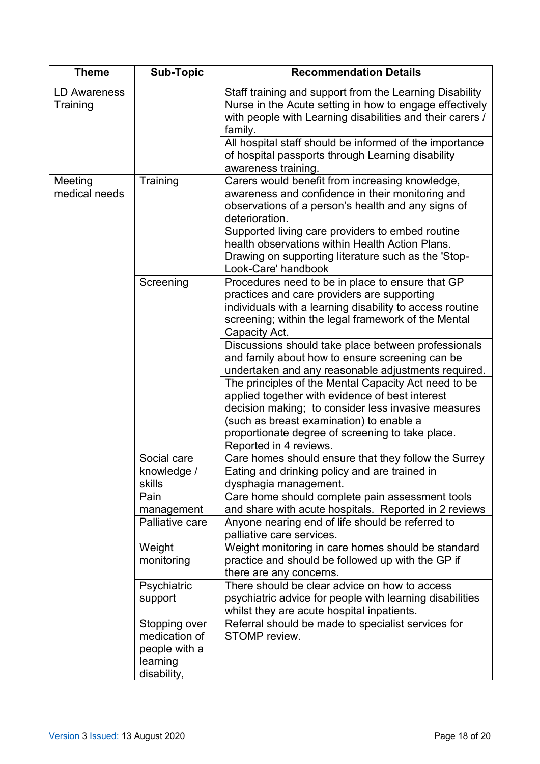| Theme | Sub-Topic | Recommendation Details |
| --- | --- | --- |
| LD Awareness Training | | Staff training and support from the Learning Disability Nurse in the Acute setting in how to engage effectively with people with Learning disabilities and their carers / family. |
| | | All hospital staff should be informed of the importance of hospital passports through Learning disability awareness training. |
| Meeting medical needs | Training | Carers would benefit from increasing knowledge, awareness and confidence in their monitoring and observations of a person's health and any signs of deterioration. |
| | | Supported living care providers to embed routine health observations within Health Action Plans. Drawing on supporting literature such as the 'Stop-Look-Care' handbook |
| | Screening | Procedures need to be in place to ensure that GP practices and care providers are supporting individuals with a learning disability to access routine screening; within the legal framework of the Mental Capacity Act. |
| | | Discussions should take place between professionals and family about how to ensure screening can be undertaken and any reasonable adjustments required. |
| | | The principles of the Mental Capacity Act need to be applied together with evidence of best interest decision making; to consider less invasive measures (such as breast examination) to enable a proportionate degree of screening to take place. Reported in 4 reviews. |
| | Social care knowledge / skills | Care homes should ensure that they follow the Surrey Eating and drinking policy and are trained in dysphagia management. |
| | Pain management | Care home should complete pain assessment tools and share with acute hospitals. Reported in 2 reviews |
| | Palliative care | Anyone nearing end of life should be referred to palliative care services. |
| | Weight monitoring | Weight monitoring in care homes should be standard practice and should be followed up with the GP if there are any concerns. |
| | Psychiatric support | There should be clear advice on how to access psychiatric advice for people with learning disabilities whilst they are acute hospital inpatients. |
| | Stopping over medication of people with a learning disability, | Referral should be made to specialist services for STOMP review. |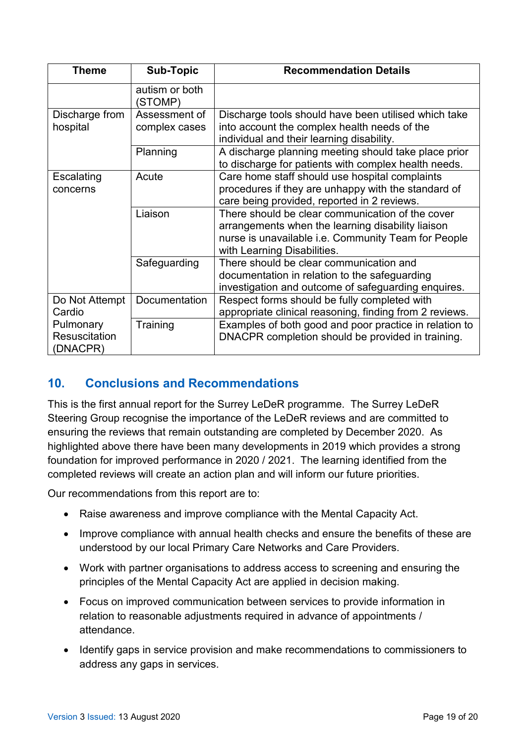| Theme | Sub-Topic | Recommendation Details |
|---|---|---|
| | autism or both (STOMP) | |
| Discharge from hospital | Assessment of complex cases | Discharge tools should have been utilised which take into account the complex health needs of the individual and their learning disability. |
| | Planning | A discharge planning meeting should take place prior to discharge for patients with complex health needs. |
| Escalating concerns | Acute | Care home staff should use hospital complaints procedures if they are unhappy with the standard of care being provided, reported in 2 reviews. |
| | Liaison | There should be clear communication of the cover arrangements when the learning disability liaison nurse is unavailable i.e. Community Team for People with Learning Disabilities. |
| | Safeguarding | There should be clear communication and documentation in relation to the safeguarding investigation and outcome of safeguarding enquires. |
| Do Not Attempt Cardio Pulmonary Resuscitation (DNACPR) | Documentation | Respect forms should be fully completed with appropriate clinical reasoning, finding from 2 reviews. |
| | Training | Examples of both good and poor practice in relation to DNACPR completion should be provided in training. |

## 10. Conclusions and Recommendations

This is the first annual report for the Surrey LeDeR programme. The Surrey LeDeR Steering Group recognise the importance of the LeDeR reviews and are committed to ensuring the reviews that remain outstanding are completed by December 2020. As highlighted above there have been many developments in 2019 which provides a strong foundation for improved performance in 2020 / 2021. The learning identified from the completed reviews will create an action plan and will inform our future priorities.

Our recommendations from this report are to:

- Raise awareness and improve compliance with the Mental Capacity Act.
- Improve compliance with annual health checks and ensure the benefits of these are understood by our local Primary Care Networks and Care Providers.
- Work with partner organisations to address access to screening and ensuring the principles of the Mental Capacity Act are applied in decision making.
- Focus on improved communication between services to provide information in relation to reasonable adjustments required in advance of appointments / attendance.
- Identify gaps in service provision and make recommendations to commissioners to address any gaps in services.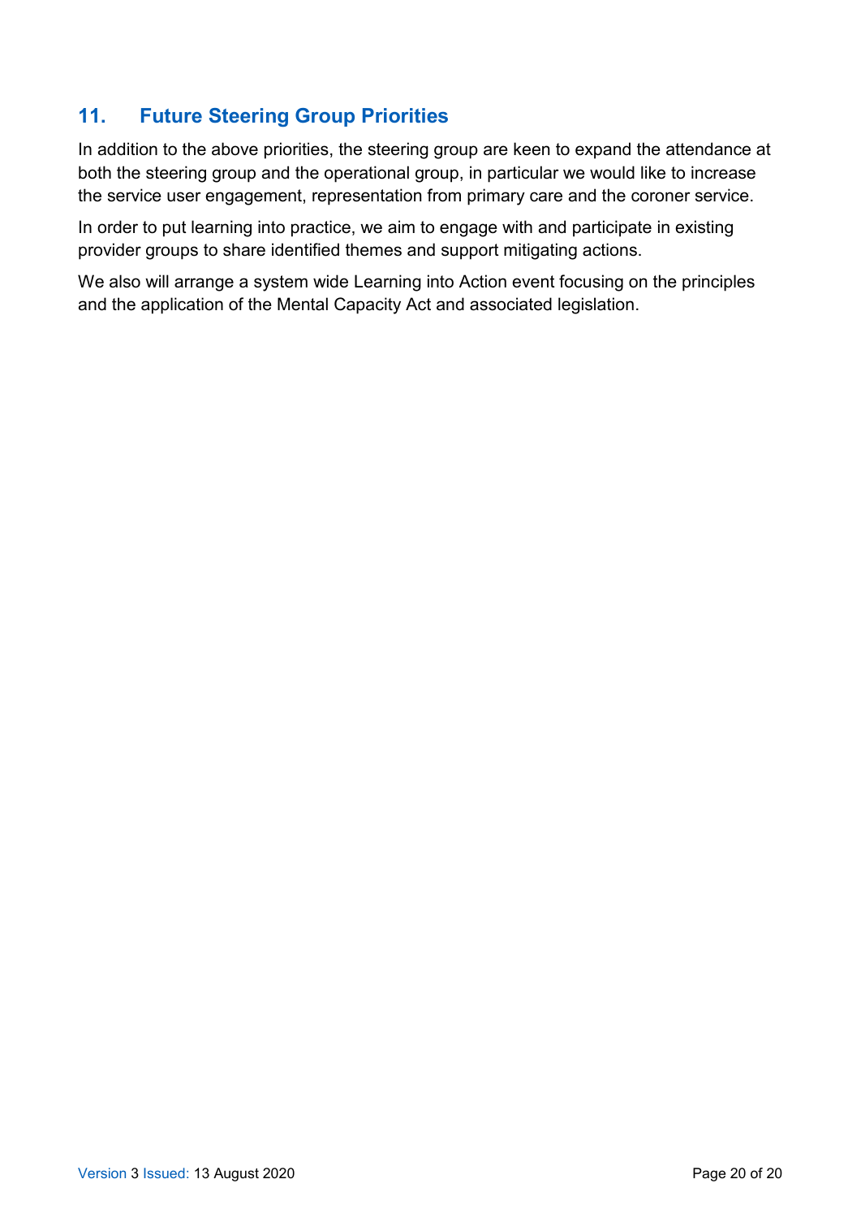## 11. Future Steering Group Priorities

In addition to the above priorities, the steering group are keen to expand the attendance at both the steering group and the operational group, in particular we would like to increase the service user engagement, representation from primary care and the coroner service.

In order to put learning into practice, we aim to engage with and participate in existing provider groups to share identified themes and support mitigating actions.

We also will arrange a system wide Learning into Action event focusing on the principles and the application of the Mental Capacity Act and associated legislation.